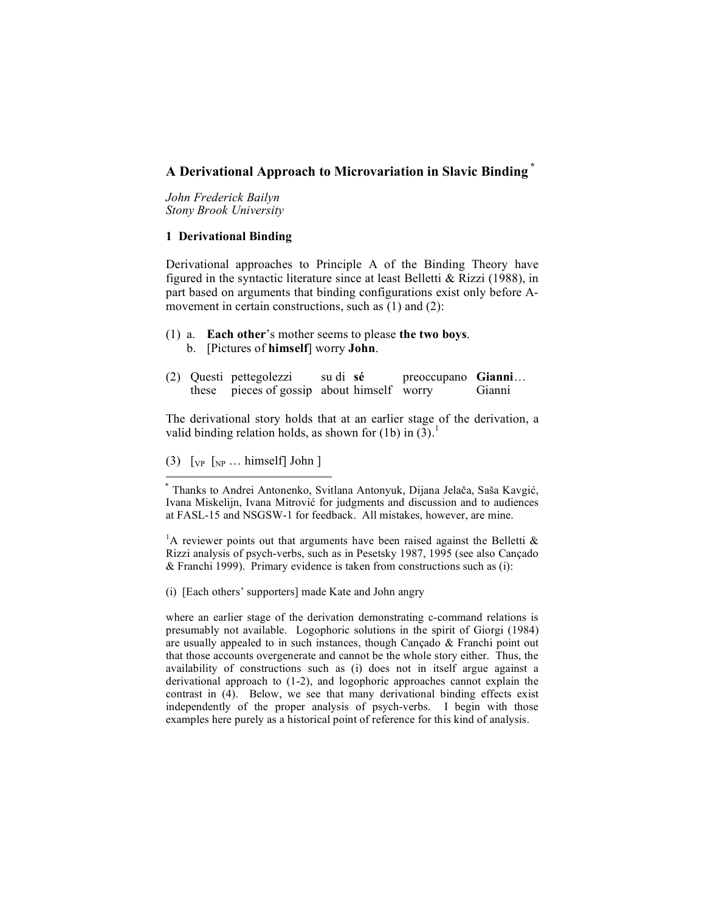# A Derivational Approach to Microvariation in Slavic Binding [*]

*John Frederick Bailyn*
*Stony Brook University*

## 1 Derivational Binding

Derivational approaches to Principle A of the Binding Theory have figured in the syntactic literature since at least Belletti & Rizzi (1988), in part based on arguments that binding configurations exist only before A-movement in certain constructions, such as (1) and (2):

(1) a. **Each other**'s mother seems to please **the two boys**.
   b. [Pictures of **himself**] worry **John**.

(2) Questi pettegolezzi su di **sé** preoccupano **Gianni**…
   these pieces of gossip about himself worry Gianni

The derivational story holds that at an earlier stage of the derivation, a valid binding relation holds, as shown for (1b) in (3).[1]

(3) [$_{VP}$ [$_{NP}$ … himself] John ]

---

[*] Thanks to Andrei Antonenko, Svitlana Antonyuk, Dijana Jelača, Saša Kavgić, Ivana Miskelijn, Ivana Mitrović for judgments and discussion and to audiences at FASL-15 and NSGSW-1 for feedback. All mistakes, however, are mine.

[1] A reviewer points out that arguments have been raised against the Belletti & Rizzi analysis of psych-verbs, such as in Pesetsky 1987, 1995 (see also Cançado & Franchi 1999). Primary evidence is taken from constructions such as (i):

(i) [Each others' supporters] made Kate and John angry

where an earlier stage of the derivation demonstrating c-command relations is presumably not available. Logophoric solutions in the spirit of Giorgi (1984) are usually appealed to in such instances, though Cançado & Franchi point out that those accounts overgenerate and cannot be the whole story either. Thus, the availability of constructions such as (i) does not in itself argue against a derivational approach to (1-2), and logophoric approaches cannot explain the contrast in (4). Below, we see that many derivational binding effects exist independently of the proper analysis of psych-verbs. I begin with those examples here purely as a historical point of reference for this kind of analysis.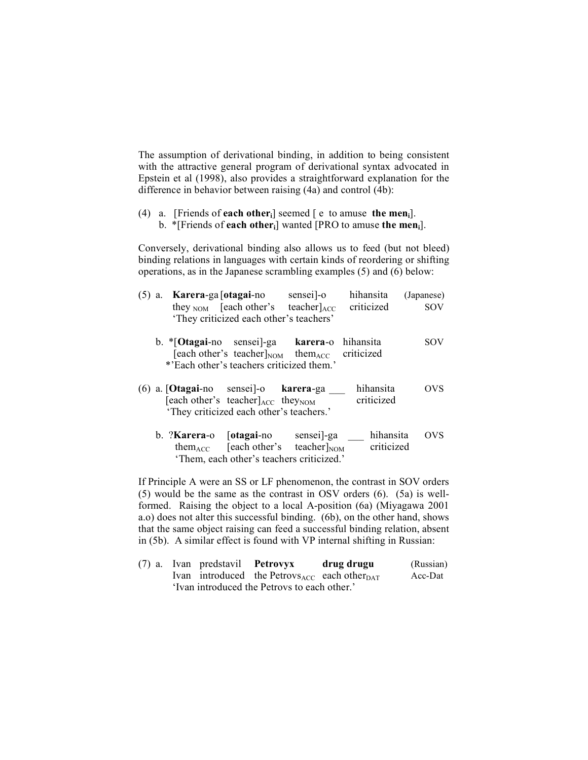The assumption of derivational binding, in addition to being consistent with the attractive general program of derivational syntax advocated in Epstein et al (1998), also provides a straightforward explanation for the difference in behavior between raising (4a) and control (4b):

(4) a. [Friends of **each other$_i$**] seemed [ e to amuse **the men$_i$**].
  b. *[Friends of **each other$_i$**] wanted [PRO to amuse **the men$_i$**].

Conversely, derivational binding also allows us to feed (but not bleed) binding relations in languages with certain kinds of reordering or shifting operations, as in the Japanese scrambling examples (5) and (6) below:

(5) a. **Karera**-ga [**otagai**-no sensei]-o hihansita (Japanese)
  they$_{NOM}$ [each other's teacher]$_{ACC}$ criticized SOV
  'They criticized each other's teachers'

  b. *[**Otagai**-no sensei]-ga **karera**-o hihansita SOV
  [each other's teacher]$_{NOM}$ them$_{ACC}$ criticized
  *'Each other's teachers criticized them.'

(6) a. [**Otagai**-no sensei]-o **karera**-ga ___ hihansita OVS
  [each other's teacher]$_{ACC}$ they$_{NOM}$ criticized
  'They criticized each other's teachers.'

  b. ?**Karera**-o [**otagai**-no sensei]-ga ___ hihansita OVS
  them$_{ACC}$ [each other's teacher]$_{NOM}$ criticized
  'Them, each other's teachers criticized.'

If Principle A were an SS or LF phenomenon, the contrast in SOV orders (5) would be the same as the contrast in OSV orders (6). (5a) is well-formed. Raising the object to a local A-position (6a) (Miyagawa 2001 a.o) does not alter this successful binding. (6b), on the other hand, shows that the same object raising can feed a successful binding relation, absent in (5b). A similar effect is found with VP internal shifting in Russian:

(7) a. Ivan predstavil **Petrovyx** **drug drugu** (Russian)
  Ivan introduced the Petrovs$_{ACC}$ each other$_{DAT}$ Acc-Dat
  'Ivan introduced the Petrovs to each other.'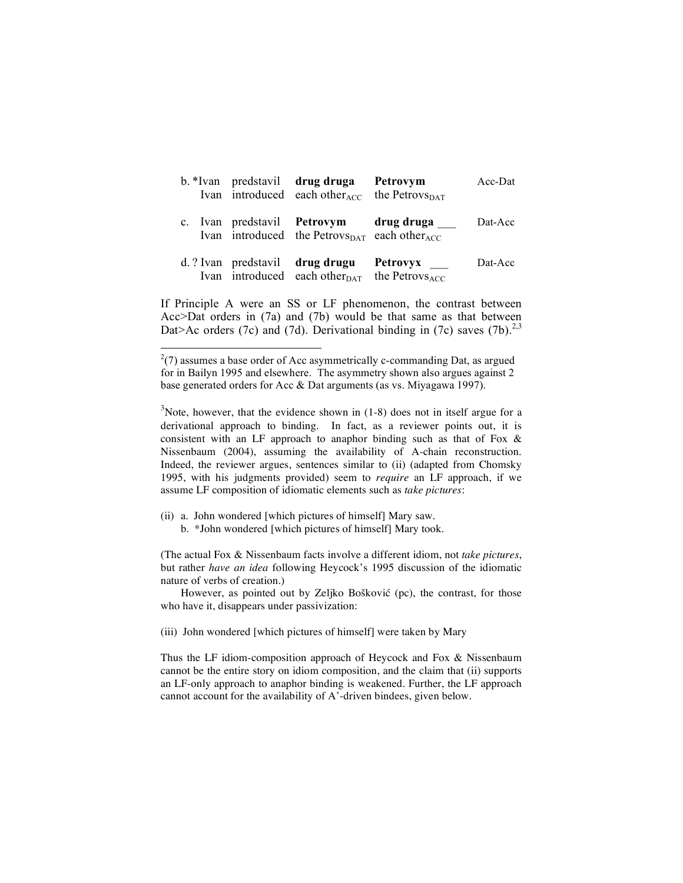b. *Ivan predstavil **drug druga** **Petrovym** Acc-Dat
   Ivan introduced each other$_{ACC}$ the Petrovs$_{DAT}$

c. Ivan predstavil **Petrovym** **drug druga** ___ Dat-Acc
   Ivan introduced the Petrovs$_{DAT}$ each other$_{ACC}$

d. ? Ivan predstavil **drug drugu** **Petrovyx** ___ Dat-Acc
   Ivan introduced each other$_{DAT}$ the Petrovs$_{ACC}$

If Principle A were an SS or LF phenomenon, the contrast between Acc>Dat orders in (7a) and (7b) would be that same as that between Dat>Ac orders (7c) and (7d). Derivational binding in (7c) saves (7b).[2,3]

---

[2](7) assumes a base order of Acc asymmetrically c-command Dat, as argued for in Bailyn 1995 and elsewhere. The asymmetry shown also argues against 2 base generated orders for Acc & Dat arguments (as vs. Miyagawa 1997).

[3]Note, however, that the evidence shown in (1-8) does not in itself argue for a derivational approach to binding. In fact, as a reviewer points out, it is consistent with an LF approach to anaphor binding such as that of Fox & Nissenbaum (2004), assuming the availability of A-chain reconstruction. Indeed, the reviewer argues, sentences similar to (ii) (adapted from Chomsky 1995, with his judgments provided) seem to *require* an LF approach, if we assume LF composition of idiomatic elements such as *take pictures*:

(ii) a. John wondered [which pictures of himself] Mary saw.
     b. *John wondered [which pictures of himself] Mary took.

(The actual Fox & Nissenbaum facts involve a different idiom, not *take pictures*, but rather *have an idea* following Heycock's 1995 discussion of the idiomatic nature of verbs of creation.)

However, as pointed out by Zeljko Bošković (pc), the contrast, for those who have it, disappears under passivization:

(iii) John wondered [which pictures of himself] were taken by Mary

Thus the LF idiom-composition approach of Heycock and Fox & Nissenbaum cannot be the entire story on idiom composition, and the claim that (ii) supports an LF-only approach to anaphor binding is weakened. Further, the LF approach cannot account for the availability of A'-driven bindees, given below.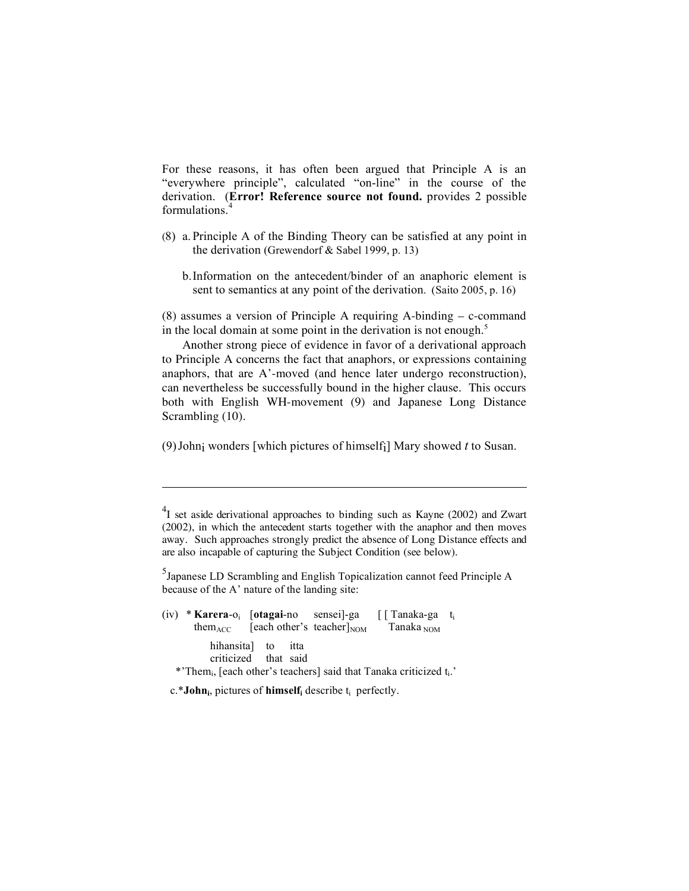For these reasons, it has often been argued that Principle A is an "everywhere principle", calculated "on-line" in the course of the derivation. (**Error! Reference source not found.** provides 2 possible formulations.[4]

(8) a. Principle A of the Binding Theory can be satisfied at any point in the derivation (Grewendorf & Sabel 1999, p. 13)

b. Information on the antecedent/binder of an anaphoric element is sent to semantics at any point of the derivation. (Saito 2005, p. 16)

(8) assumes a version of Principle A requiring A-binding – c-command in the local domain at some point in the derivation is not enough.[5]

Another strong piece of evidence in favor of a derivational approach to Principle A concerns the fact that anaphors, or expressions containing anaphors, that are A'-moved (and hence later undergo reconstruction), can nevertheless be successfully bound in the higher clause. This occurs both with English WH-movement (9) and Japanese Long Distance Scrambling (10).

(9) John$_i$ wonders [which pictures of himself$_i$] Mary showed *t* to Susan.

---

[4] I set aside derivational approaches to binding such as Kayne (2002) and Zwart (2002), in which the antecedent starts together with the anaphor and then moves away. Such approaches strongly predict the absence of Long Distance effects and are also incapable of capturing the Subject Condition (see below).

[5] Japanese LD Scrambling and English Topicalization cannot feed Principle A because of the A' nature of the landing site:

(iv) * **Karera**-o$_i$ [**otagai**-no sensei]-ga [ [ Tanaka-ga t$_i$
them$_{ACC}$ [each other's teacher]$_{NOM}$ Tanaka $_{NOM}$

hihansita] to itta
criticized that said

*'Them$_i$, [each other's teachers] said that Tanaka criticized t$_i$.'

c.***John$_i$**, pictures of **himself$_i$** describe t$_i$ perfectly.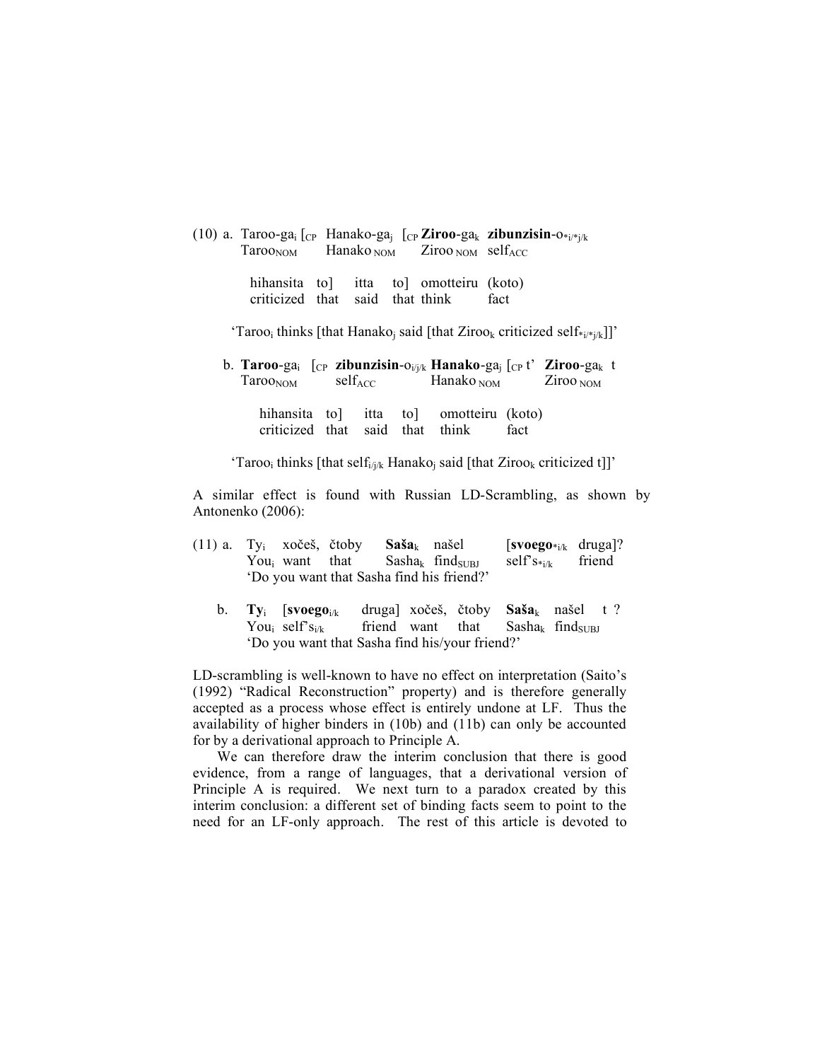(10) a. Taroo-ga$_i$ [$_{CP}$ Hanako-ga$_j$ [$_{CP}$ **Ziroo**-ga$_k$ **zibunzisin**-o$_{*i/*j/k}$
 Taroo$_{NOM}$ Hanako$_{NOM}$ Ziroo$_{NOM}$ self$_{ACC}$

 hihansita to] itta to] omotteiru (koto)
 criticized that said that think fact

 'Taroo$_i$ thinks [that Hanako$_j$ said [that Ziroo$_k$ criticized self$_{*i/*j/k}$]]'

 b. **Taroo**-ga$_i$ [$_{CP}$ **zibunzisin**-o$_{i/j/k}$ **Hanako**-ga$_j$ [$_{CP}$ t' **Ziroo**-ga$_k$ t
 Taroo$_{NOM}$ self$_{ACC}$ Hanako$_{NOM}$ Ziroo$_{NOM}$

 hihansita to] itta to] omotteiru (koto)
 criticized that said that think fact

 'Taroo$_i$ thinks [that self$_{i/j/k}$ Hanako$_j$ said [that Ziroo$_k$ criticized t]]'

A similar effect is found with Russian LD-Scrambling, as shown by Antonenko (2006):

(11) a. Ty$_i$ xočeš, čtoby **Saša**$_k$ našel [**svoego**$_{*i/k}$ druga]?
 You$_i$ want that Sasha$_k$ find$_{SUBJ}$ self's$_{*i/k}$ friend
 'Do you want that Sasha find his friend?'

 b. **Ty**$_i$ [**svoego**$_{i/k}$ druga] xočeš, čtoby **Saša**$_k$ našel t ?
 You$_i$ self's$_{i/k}$ friend want that Sasha$_k$ find$_{SUBJ}$
 'Do you want that Sasha find his/your friend?'

LD-scrambling is well-known to have no effect on interpretation (Saito's (1992) "Radical Reconstruction" property) and is therefore generally accepted as a process whose effect is entirely undone at LF. Thus the availability of higher binders in (10b) and (11b) can only be accounted for by a derivational approach to Principle A.

We can therefore draw the interim conclusion that there is good evidence, from a range of languages, that a derivational version of Principle A is required. We next turn to a paradox created by this interim conclusion: a different set of binding facts seem to point to the need for an LF-only approach. The rest of this article is devoted to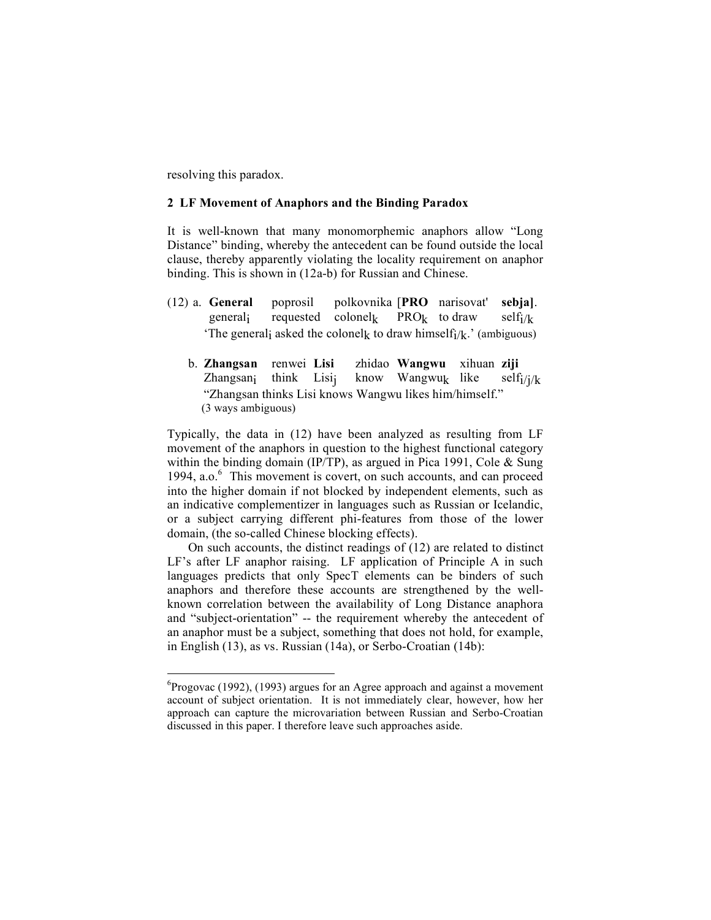resolving this paradox.

## 2 LF Movement of Anaphors and the Binding Paradox

It is well-known that many monomorphemic anaphors allow "Long Distance" binding, whereby the antecedent can be found outside the local clause, thereby apparently violating the locality requirement on anaphor binding. This is shown in (12a-b) for Russian and Chinese.

(12) a. **General** poprosil polkovnika [**PRO** narisovat' **sebja]**.
general$_i$ requested colonel$_k$ PRO$_k$ to draw self$_{i/k}$
'The general$_i$ asked the colonel$_k$ to draw himself$_{i/k}$.' (ambiguous)

b. **Zhangsan** renwei **Lisi** zhidao **Wangwu** xihuan **ziji**
Zhangsan$_i$ think Lisi$_j$ know Wangwu$_k$ like self$_{i/j/k}$
"Zhangsan thinks Lisi knows Wangwu likes him/himself."
(3 ways ambiguous)

Typically, the data in (12) have been analyzed as resulting from LF movement of the anaphors in question to the highest functional category within the binding domain (IP/TP), as argued in Pica 1991, Cole & Sung 1994, a.o.[6] This movement is covert, on such accounts, and can proceed into the higher domain if not blocked by independent elements, such as an indicative complementizer in languages such as Russian or Icelandic, or a subject carrying different phi-features from those of the lower domain, (the so-called Chinese blocking effects).

On such accounts, the distinct readings of (12) are related to distinct LF's after LF anaphor raising. LF application of Principle A in such languages predicts that only SpecT elements can be binders of such anaphors and therefore these accounts are strengthened by the well-known correlation between the availability of Long Distance anaphora and "subject-orientation" -- the requirement whereby the antecedent of an anaphor must be a subject, something that does not hold, for example, in English (13), as vs. Russian (14a), or Serbo-Croatian (14b):

[6]Progovac (1992), (1993) argues for an Agree approach and against a movement account of subject orientation. It is not immediately clear, however, how her approach can capture the microvariation between Russian and Serbo-Croatian discussed in this paper. I therefore leave such approaches aside.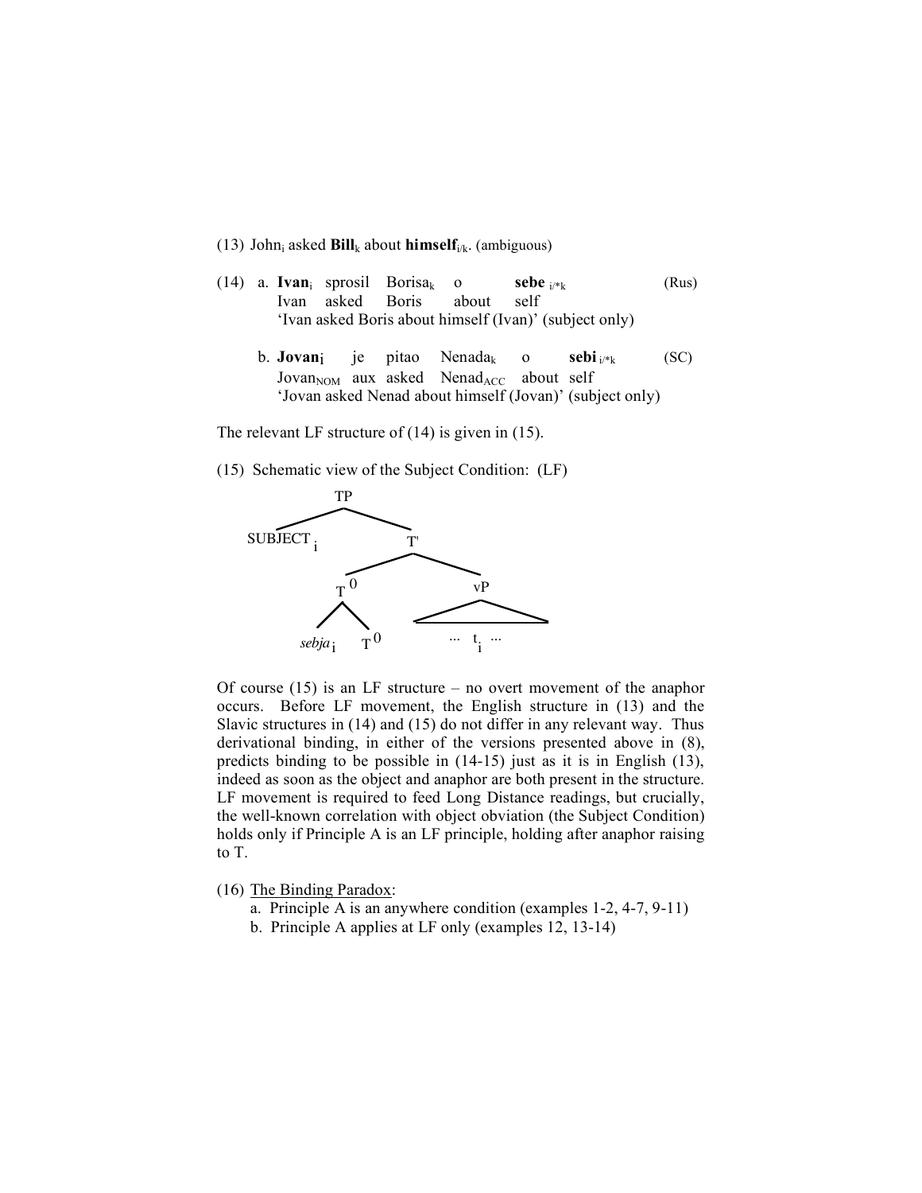(13) $\text{John}_i$ asked $\textbf{Bill}_k$ about $\textbf{himself}_{i/k}$. (ambiguous)

(14) a. $\textbf{Ivan}_i$ sprosil $\text{Borisa}_k$ o **sebe** $_{i/*k}$ (Rus)
Ivan asked Boris about self
'Ivan asked Boris about himself (Ivan)' (subject only)

b. $\textbf{Jovan}_i$ je pitao $\text{Nenada}_k$ o **sebi** $_{i/*k}$ (SC)
$\text{Jovan}_{NOM}$ aux asked $\text{Nenad}_{ACC}$ about self
'Jovan asked Nenad about himself (Jovan)' (subject only)

The relevant LF structure of (14) is given in (15).

(15) Schematic view of the Subject Condition: (LF)

```
              TP
            /    \
    SUBJECT_i     T'
                /    \
             T^0      vP
            /   \    /  \
      sebja_i   T^0  ... t_i ...
```

Of course (15) is an LF structure – no overt movement of the anaphor occurs. Before LF movement, the English structure in (13) and the Slavic structures in (14) and (15) do not differ in any relevant way. Thus derivational binding, in either of the versions presented above in (8), predicts binding to be possible in (14-15) just as it is in English (13), indeed as soon as the object and anaphor are both present in the structure. LF movement is required to feed Long Distance readings, but crucially, the well-known correlation with object obviation (the Subject Condition) holds only if Principle A is an LF principle, holding after anaphor raising to T.

(16) The Binding Paradox:
a. Principle A is an anywhere condition (examples 1-2, 4-7, 9-11)
b. Principle A applies at LF only (examples 12, 13-14)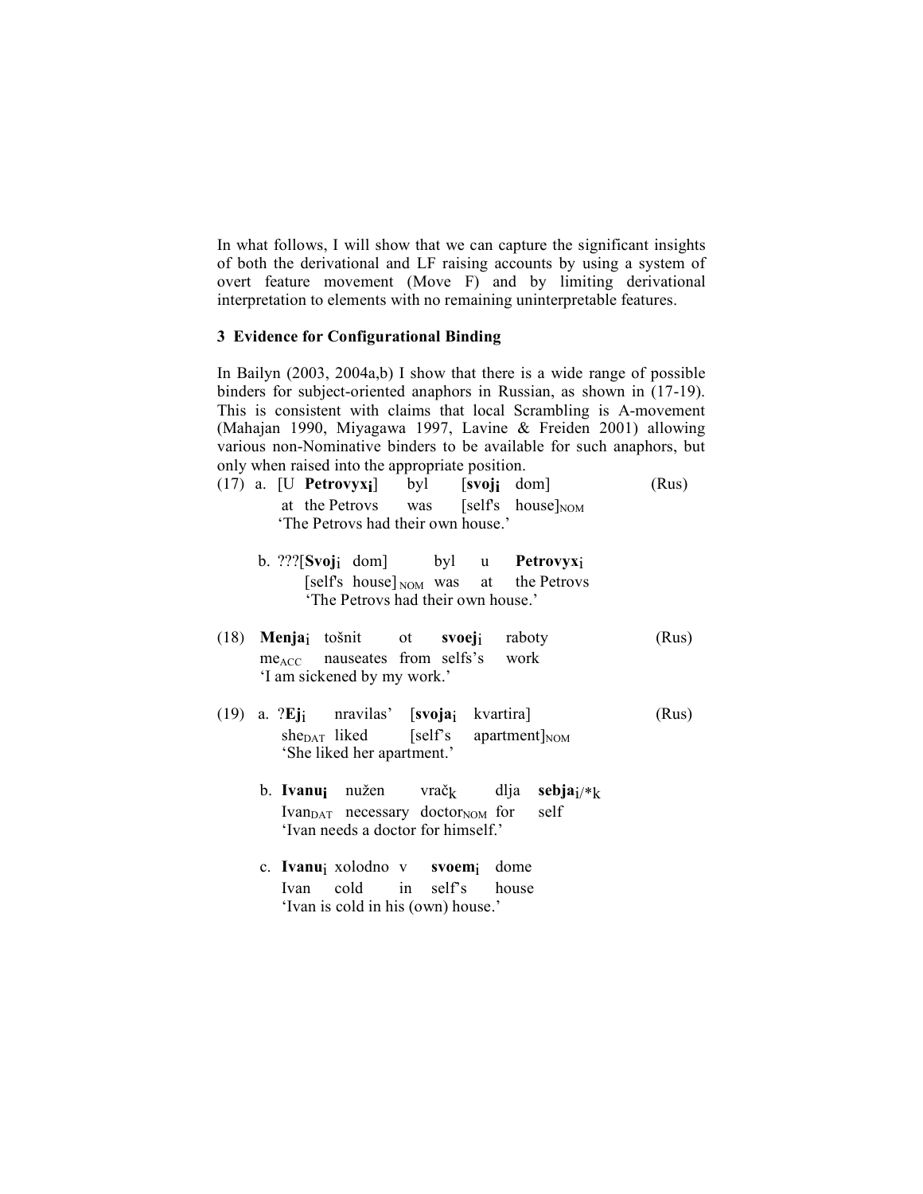In what follows, I will show that we can capture the significant insights of both the derivational and LF raising accounts by using a system of overt feature movement (Move F) and by limiting derivational interpretation to elements with no remaining uninterpretable features.

## 3 Evidence for Configurational Binding

In Bailyn (2003, 2004a,b) I show that there is a wide range of possible binders for subject-oriented anaphors in Russian, as shown in (17-19). This is consistent with claims that local Scrambling is A-movement (Mahajan 1990, Miyagawa 1997, Lavine & Freiden 2001) allowing various non-Nominative binders to be available for such anaphors, but only when raised into the appropriate position.

(17) a. [U **Petrovyx**$_i$] byl [**svoj**$_i$ dom] (Rus)
at the Petrovs was [self's house]$_{NOM}$
'The Petrovs had their own house.'

b. ???[**Svoj**$_i$ dom] byl u **Petrovyx**$_i$
[self's house]$_{NOM}$ was at the Petrovs
'The Petrovs had their own house.'

(18) **Menja**$_i$ tošnit ot **svoej**$_i$ raboty (Rus)
me$_{ACC}$ nauseates from selfs's work
'I am sickened by my work.'

(19) a. ?**Ej**$_i$ nravilas' [**svoja**$_i$ kvartira] (Rus)
she$_{DAT}$ liked [self's apartment]$_{NOM}$
'She liked her apartment.'

b. **Ivanu**$_i$ nužen vrač$_k$ dlja **sebja**$_{i/*k}$
Ivan$_{DAT}$ necessary doctor$_{NOM}$ for self
'Ivan needs a doctor for himself.'

c. **Ivanu**$_i$ xolodno v **svoem**$_i$ dome
Ivan cold in self's house
'Ivan is cold in his (own) house.'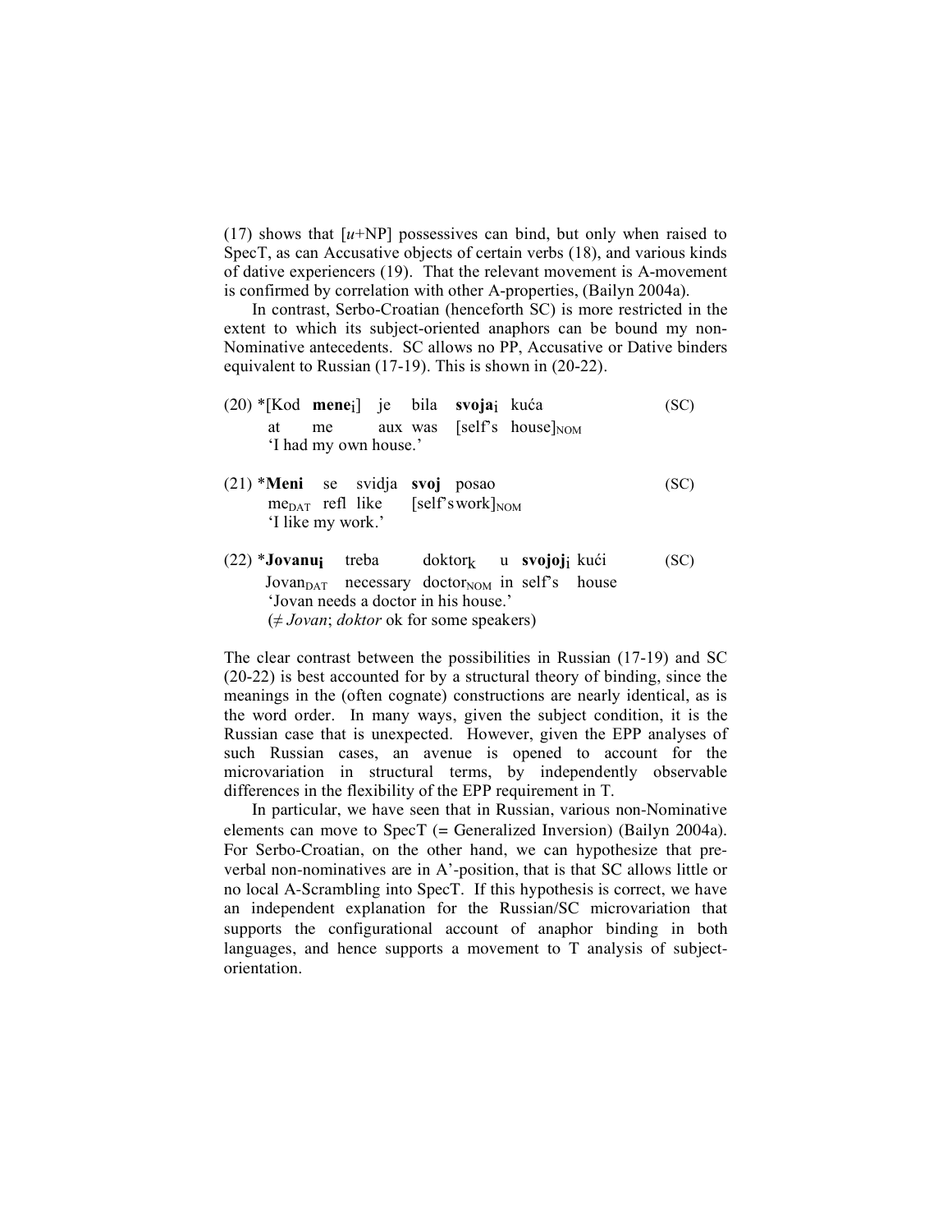(17) shows that [*u*+NP] possessives can bind, but only when raised to SpecT, as can Accusative objects of certain verbs (18), and various kinds of dative experiencers (19). That the relevant movement is A-movement is confirmed by correlation with other A-properties, (Bailyn 2004a).

In contrast, Serbo-Croatian (henceforth SC) is more restricted in the extent to which its subject-oriented anaphors can be bound my non-Nominative antecedents. SC allows no PP, Accusative or Dative binders equivalent to Russian (17-19). This is shown in (20-22).

(20) *[Kod **mene**$_i$] je bila **svoja**$_i$ kuća (SC)
at me aux was [self's house]$_{NOM}$
'I had my own house.'

(21) ***Meni** se svidja **svoj** posao (SC)
me$_{DAT}$ refl like [self's work]$_{NOM}$
'I like my work.'

(22) ***Jovanu**$_i$ treba doktor$_k$ u **svojoj**$_i$ kući (SC)
Jovan$_{DAT}$ necessary doctor$_{NOM}$ in self's house
'Jovan needs a doctor in his house.'
(≠ *Jovan*; *doktor* ok for some speakers)

The clear contrast between the possibilities in Russian (17-19) and SC (20-22) is best accounted for by a structural theory of binding, since the meanings in the (often cognate) constructions are nearly identical, as is the word order. In many ways, given the subject condition, it is the Russian case that is unexpected. However, given the EPP analyses of such Russian cases, an avenue is opened to account for the microvariation in structural terms, by independently observable differences in the flexibility of the EPP requirement in T.

In particular, we have seen that in Russian, various non-Nominative elements can move to SpecT (= Generalized Inversion) (Bailyn 2004a). For Serbo-Croatian, on the other hand, we can hypothesize that pre-verbal non-nominatives are in A'-position, that is that SC allows little or no local A-Scrambling into SpecT. If this hypothesis is correct, we have an independent explanation for the Russian/SC microvariation that supports the configurational account of anaphor binding in both languages, and hence supports a movement to T analysis of subject-orientation.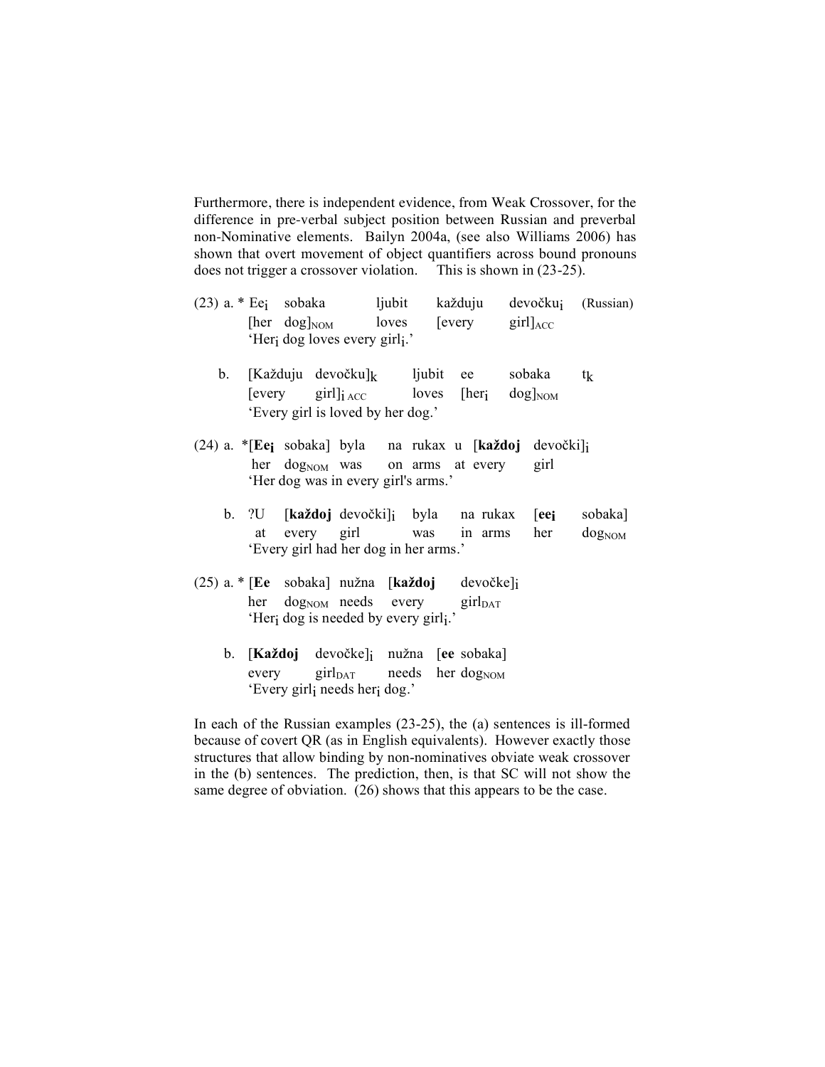Furthermore, there is independent evidence, from Weak Crossover, for the difference in pre-verbal subject position between Russian and preverbal non-Nominative elements. Bailyn 2004a, (see also Williams 2006) has shown that overt movement of object quantifiers across bound pronouns does not trigger a crossover violation. This is shown in (23-25).

(23) a. * Ee$_i$ sobaka ljubit každuju devočku$_i$ (Russian)
[her dog]$_{NOM}$ loves [every girl]$_{ACC}$
'Her$_i$ dog loves every girl$_i$.'

b. [Každuju devočku]$_k$ ljubit ee sobaka t$_k$
[every girl]$_{i\ ACC}$ loves [her$_i$ dog]$_{NOM}$
'Every girl is loved by her dog.'

(24) a. *[**Ee$_i$** sobaka] byla na rukax u [**každoj** devočki]$_i$
her dog$_{NOM}$ was on arms at every girl
'Her dog was in every girl's arms.'

b. ?U [**každoj** devočki]$_i$ byla na rukax [**ee$_i$** sobaka]
at every girl was in arms her dog$_{NOM}$
'Every girl had her dog in her arms.'

(25) a. * [**Ee** sobaka] nužna [**každoj** devočke]$_i$
her dog$_{NOM}$ needs every girl$_{DAT}$
'Her$_i$ dog is needed by every girl$_i$.'

b. [**Každoj** devočke]$_i$ nužna [**ee** sobaka]
every girl$_{DAT}$ needs her dog$_{NOM}$
'Every girl$_i$ needs her$_i$ dog.'

In each of the Russian examples (23-25), the (a) sentences is ill-formed because of covert QR (as in English equivalents). However exactly those structures that allow binding by non-nominatives obviate weak crossover in the (b) sentences. The prediction, then, is that SC will not show the same degree of obviation. (26) shows that this appears to be the case.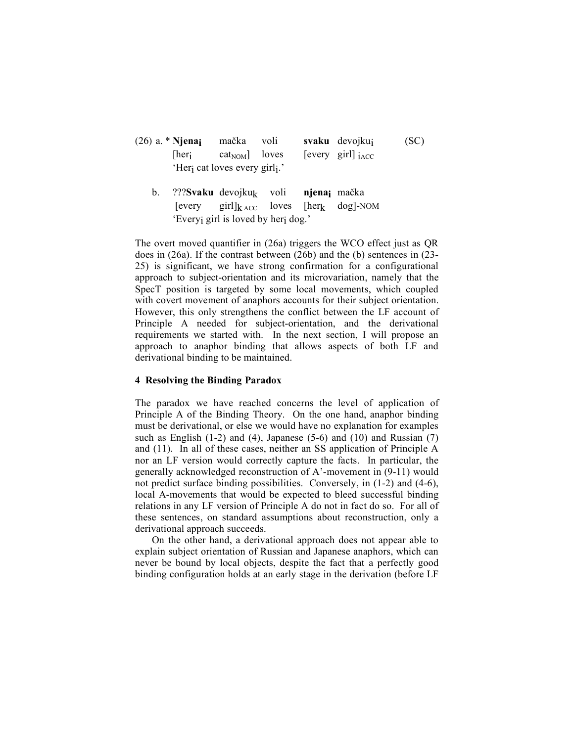(26) a. * **Njena$_i$** mačka voli **svaku** devojku$_i$ (SC)
[her$_i$ cat$_{NOM}$] loves [every girl] $_{iACC}$
'Her$_i$ cat loves every girl$_i$.'

b. ???**Svaku** devojku$_k$ voli **njena$_i$** mačka
[every girl]$_{k\ ACC}$ loves [her$_k$ dog]-NOM
'Every$_i$ girl is loved by her$_i$ dog.'

The overt moved quantifier in (26a) triggers the WCO effect just as QR does in (26a). If the contrast between (26b) and the (b) sentences in (23-25) is significant, we have strong confirmation for a configurational approach to subject-orientation and its microvariation, namely that the SpecT position is targeted by some local movements, which coupled with covert movement of anaphors accounts for their subject orientation. However, this only strengthens the conflict between the LF account of Principle A needed for subject-orientation, and the derivational requirements we started with. In the next section, I will propose an approach to anaphor binding that allows aspects of both LF and derivational binding to be maintained.

## 4 Resolving the Binding Paradox

The paradox we have reached concerns the level of application of Principle A of the Binding Theory. On the one hand, anaphor binding must be derivational, or else we would have no explanation for examples such as English (1-2) and (4), Japanese (5-6) and (10) and Russian (7) and (11). In all of these cases, neither an SS application of Principle A nor an LF version would correctly capture the facts. In particular, the generally acknowledged reconstruction of A'-movement in (9-11) would not predict surface binding possibilities. Conversely, in (1-2) and (4-6), local A-movements that would be expected to bleed successful binding relations in any LF version of Principle A do not in fact do so. For all of these sentences, on standard assumptions about reconstruction, only a derivational approach succeeds.

On the other hand, a derivational approach does not appear able to explain subject orientation of Russian and Japanese anaphors, which can never be bound by local objects, despite the fact that a perfectly good binding configuration holds at an early stage in the derivation (before LF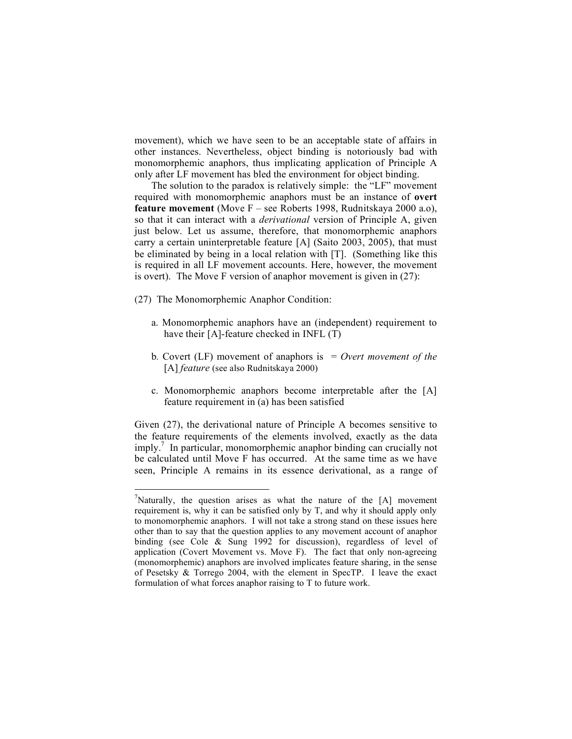movement), which we have seen to be an acceptable state of affairs in other instances. Nevertheless, object binding is notoriously bad with monomorphemic anaphors, thus implicating application of Principle A only after LF movement has bled the environment for object binding.

The solution to the paradox is relatively simple: the "LF" movement required with monomorphemic anaphors must be an instance of **overt feature movement** (Move F – see Roberts 1998, Rudnitskaya 2000 a.o), so that it can interact with a *derivational* version of Principle A, given just below. Let us assume, therefore, that monomorphemic anaphors carry a certain uninterpretable feature [A] (Saito 2003, 2005), that must be eliminated by being in a local relation with [T]. (Something like this is required in all LF movement accounts. Here, however, the movement is overt). The Move F version of anaphor movement is given in (27):

(27) The Monomorphemic Anaphor Condition:

a. Monomorphemic anaphors have an (independent) requirement to have their [A]-feature checked in INFL (T)

b. Covert (LF) movement of anaphors is = *Overt movement of the* [A] *feature* (see also Rudnitskaya 2000)

c. Monomorphemic anaphors become interpretable after the [A] feature requirement in (a) has been satisfied

Given (27), the derivational nature of Principle A becomes sensitive to the feature requirements of the elements involved, exactly as the data imply.[7] In particular, monomorphemic anaphor binding can crucially not be calculated until Move F has occurred. At the same time as we have seen, Principle A remains in its essence derivational, as a range of

[7]Naturally, the question arises as what the nature of the [A] movement requirement is, why it can be satisfied only by T, and why it should apply only to monomorphemic anaphors. I will not take a strong stand on these issues here other than to say that the question applies to any movement account of anaphor binding (see Cole & Sung 1992 for discussion), regardless of level of application (Covert Movement vs. Move F). The fact that only non-agreeing (monomorphemic) anaphors are involved implicates feature sharing, in the sense of Pesetsky & Torrego 2004, with the element in SpecTP. I leave the exact formulation of what forces anaphor raising to T to future work.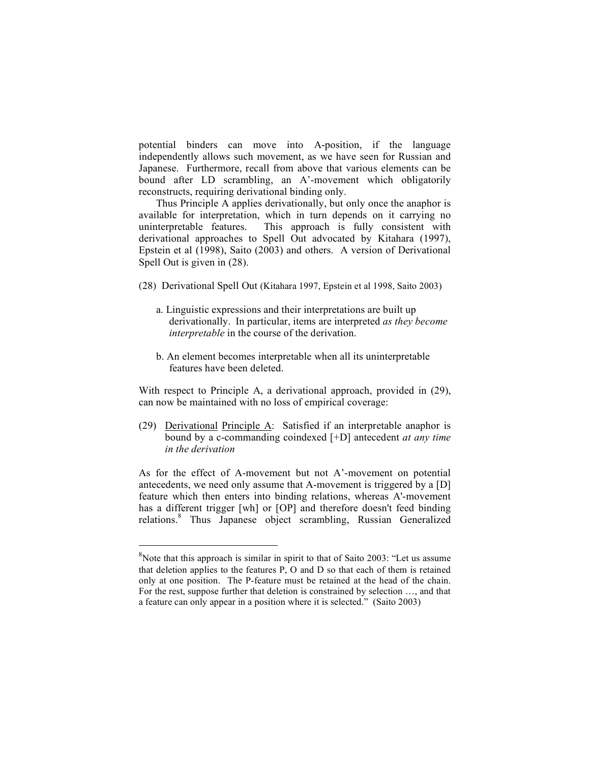potential binders can move into A-position, if the language independently allows such movement, as we have seen for Russian and Japanese. Furthermore, recall from above that various elements can be bound after LD scrambling, an A'-movement which obligatorily reconstructs, requiring derivational binding only.

Thus Principle A applies derivationally, but only once the anaphor is available for interpretation, which in turn depends on it carrying no uninterpretable features. This approach is fully consistent with derivational approaches to Spell Out advocated by Kitahara (1997), Epstein et al (1998), Saito (2003) and others. A version of Derivational Spell Out is given in (28).

(28) Derivational Spell Out (Kitahara 1997, Epstein et al 1998, Saito 2003)

a. Linguistic expressions and their interpretations are built up derivationally. In particular, items are interpreted *as they become interpretable* in the course of the derivation.

b. An element becomes interpretable when all its uninterpretable features have been deleted.

With respect to Principle A, a derivational approach, provided in (29), can now be maintained with no loss of empirical coverage:

(29) <u>Derivational</u> <u>Principle A</u>: Satisfied if an interpretable anaphor is bound by a c-commanding coindexed [+D] antecedent *at any time in the derivation*

As for the effect of A-movement but not A'-movement on potential antecedents, we need only assume that A-movement is triggered by a [D] feature which then enters into binding relations, whereas A'-movement has a different trigger [wh] or [OP] and therefore doesn't feed binding relations.[8] Thus Japanese object scrambling, Russian Generalized

[8]Note that this approach is similar in spirit to that of Saito 2003: "Let us assume that deletion applies to the features P, O and D so that each of them is retained only at one position. The P-feature must be retained at the head of the chain. For the rest, suppose further that deletion is constrained by selection …, and that a feature can only appear in a position where it is selected." (Saito 2003)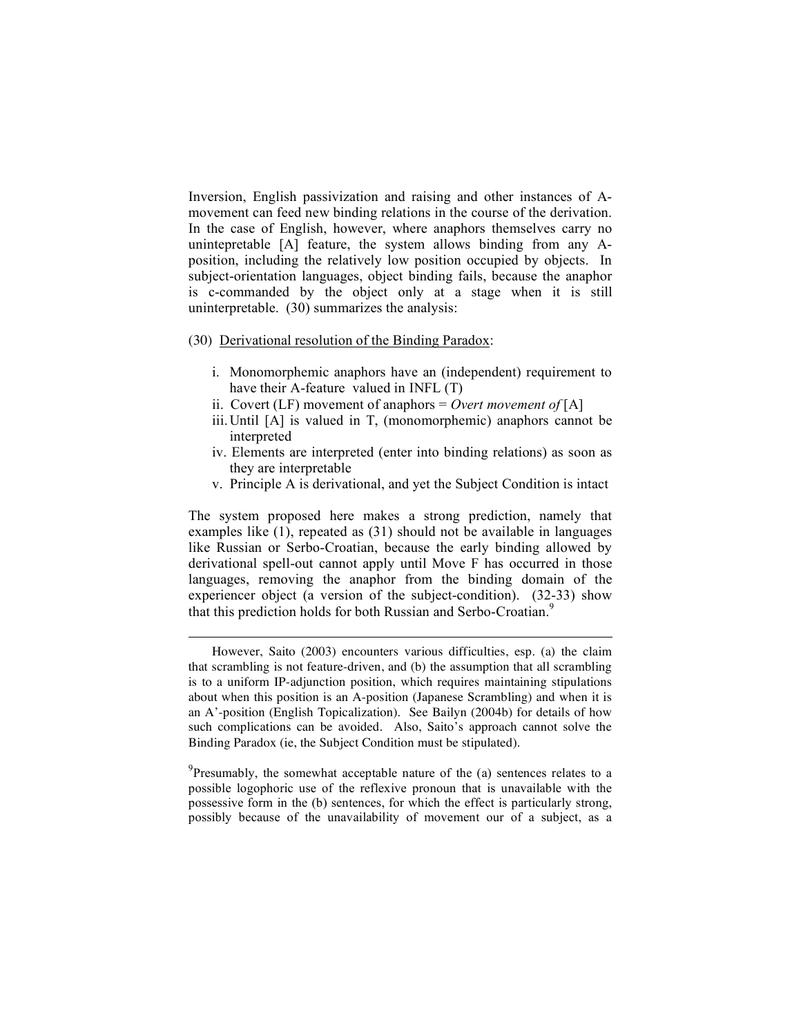Inversion, English passivization and raising and other instances of A-movement can feed new binding relations in the course of the derivation. In the case of English, however, where anaphors themselves carry no unintepretable [A] feature, the system allows binding from any A-position, including the relatively low position occupied by objects. In subject-orientation languages, object binding fails, because the anaphor is c-commanded by the object only at a stage when it is still uninterpretable. (30) summarizes the analysis:

(30) Derivational resolution of the Binding Paradox:

- i. Monomorphemic anaphors have an (independent) requirement to have their A-feature valued in INFL (T)
- ii. Covert (LF) movement of anaphors = *Overt movement of* [A]
- iii. Until [A] is valued in T, (monomorphemic) anaphors cannot be interpreted
- iv. Elements are interpreted (enter into binding relations) as soon as they are interpretable
- v. Principle A is derivational, and yet the Subject Condition is intact

The system proposed here makes a strong prediction, namely that examples like (1), repeated as (31) should not be available in languages like Russian or Serbo-Croatian, because the early binding allowed by derivational spell-out cannot apply until Move F has occurred in those languages, removing the anaphor from the binding domain of the experiencer object (a version of the subject-condition). (32-33) show that this prediction holds for both Russian and Serbo-Croatian.[9]

---

However, Saito (2003) encounters various difficulties, esp. (a) the claim that scrambling is not feature-driven, and (b) the assumption that all scrambling is to a uniform IP-adjunction position, which requires maintaining stipulations about when this position is an A-position (Japanese Scrambling) and when it is an A'-position (English Topicalization). See Bailyn (2004b) for details of how such complications can be avoided. Also, Saito's approach cannot solve the Binding Paradox (ie, the Subject Condition must be stipulated).

[9]Presumably, the somewhat acceptable nature of the (a) sentences relates to a possible logophoric use of the reflexive pronoun that is unavailable with the possessive form in the (b) sentences, for which the effect is particularly strong, possibly because of the unavailability of movement our of a subject, as a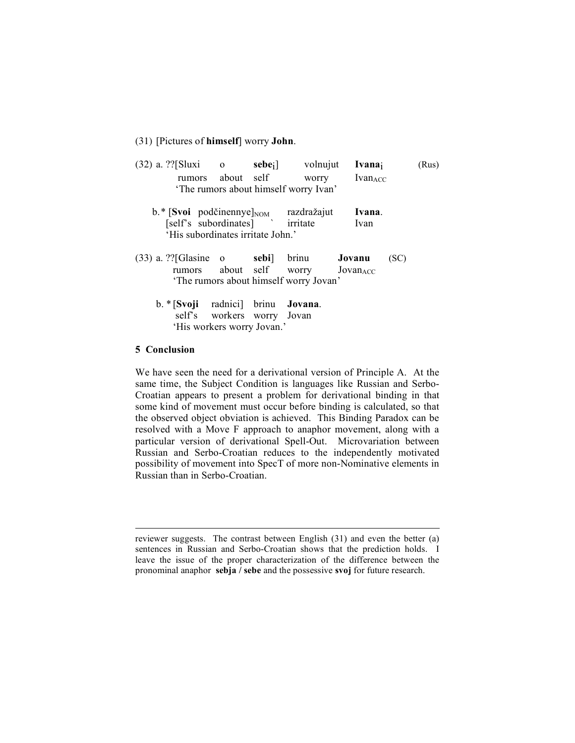(31) [Pictures of **himself**] worry **John**.

(32) a. ??[Sluxi o **sebe**$_i$] volnujut **Ivana**$_i$ (Rus)
rumors about self worry Ivan$_{ACC}$
'The rumors about himself worry Ivan'

b. * [**Svoi** podčinennye]$_{NOM}$ razdražajut **Ivana**.
[self's subordinates] ` irritate Ivan
'His subordinates irritate John.'

(33) a. ??[Glasine o **sebi**] brinu **Jovanu** (SC)
rumors about self worry Jovan$_{ACC}$
'The rumors about himself worry Jovan'

b. * [**Svoji** radnici] brinu **Jovana**.
self's workers worry Jovan
'His workers worry Jovan.'

## 5 Conclusion

We have seen the need for a derivational version of Principle A. At the same time, the Subject Condition is languages like Russian and Serbo-Croatian appears to present a problem for derivational binding in that some kind of movement must occur before binding is calculated, so that the observed object obviation is achieved. This Binding Paradox can be resolved with a Move F approach to anaphor movement, along with a particular version of derivational Spell-Out. Microvariation between Russian and Serbo-Croatian reduces to the independently motivated possibility of movement into SpecT of more non-Nominative elements in Russian than in Serbo-Croatian.

---

reviewer suggests. The contrast between English (31) and even the better (a) sentences in Russian and Serbo-Croatian shows that the prediction holds. I leave the issue of the proper characterization of the difference between the pronominal anaphor **sebja / sebe** and the possessive **svoj** for future research.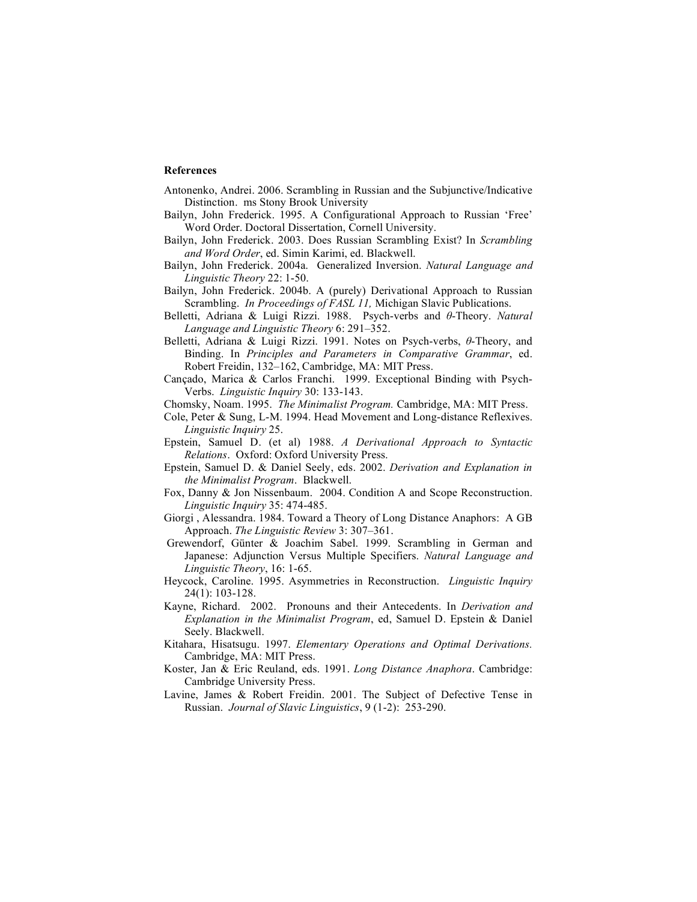**References**

Antonenko, Andrei. 2006. Scrambling in Russian and the Subjunctive/Indicative Distinction. ms Stony Brook University

Bailyn, John Frederick. 1995. A Configurational Approach to Russian 'Free' Word Order. Doctoral Dissertation, Cornell University.

Bailyn, John Frederick. 2003. Does Russian Scrambling Exist? In *Scrambling and Word Order*, ed. Simin Karimi, ed. Blackwell.

Bailyn, John Frederick. 2004a. Generalized Inversion. *Natural Language and Linguistic Theory* 22: 1-50.

Bailyn, John Frederick. 2004b. A (purely) Derivational Approach to Russian Scrambling. *In Proceedings of FASL 11,* Michigan Slavic Publications.

Belletti, Adriana & Luigi Rizzi. 1988. Psych-verbs and *θ*-Theory. *Natural Language and Linguistic Theory* 6: 291–352.

Belletti, Adriana & Luigi Rizzi. 1991. Notes on Psych-verbs, *θ*-Theory, and Binding. In *Principles and Parameters in Comparative Grammar*, ed. Robert Freidin, 132–162, Cambridge, MA: MIT Press.

Cançado, Marica & Carlos Franchi. 1999. Exceptional Binding with Psych-Verbs. *Linguistic Inquiry* 30: 133-143.

Chomsky, Noam. 1995. *The Minimalist Program.* Cambridge, MA: MIT Press.

Cole, Peter & Sung, L-M. 1994. Head Movement and Long-distance Reflexives. *Linguistic Inquiry* 25.

Epstein, Samuel D. (et al) 1988. *A Derivational Approach to Syntactic Relations*. Oxford: Oxford University Press.

Epstein, Samuel D. & Daniel Seely, eds. 2002. *Derivation and Explanation in the Minimalist Program*. Blackwell.

Fox, Danny & Jon Nissenbaum. 2004. Condition A and Scope Reconstruction. *Linguistic Inquiry* 35: 474-485.

Giorgi , Alessandra. 1984. Toward a Theory of Long Distance Anaphors: A GB Approach. *The Linguistic Review* 3: 307–361.

Grewendorf, Günter & Joachim Sabel. 1999. Scrambling in German and Japanese: Adjunction Versus Multiple Specifiers. *Natural Language and Linguistic Theory*, 16: 1-65.

Heycock, Caroline. 1995. Asymmetries in Reconstruction. *Linguistic Inquiry* 24(1): 103-128.

Kayne, Richard. 2002. Pronouns and their Antecedents. In *Derivation and Explanation in the Minimalist Program*, ed, Samuel D. Epstein & Daniel Seely. Blackwell.

Kitahara, Hisatsugu. 1997. *Elementary Operations and Optimal Derivations.* Cambridge, MA: MIT Press.

Koster, Jan & Eric Reuland, eds. 1991. *Long Distance Anaphora*. Cambridge: Cambridge University Press.

Lavine, James & Robert Freidin. 2001. The Subject of Defective Tense in Russian. *Journal of Slavic Linguistics*, 9 (1-2): 253-290.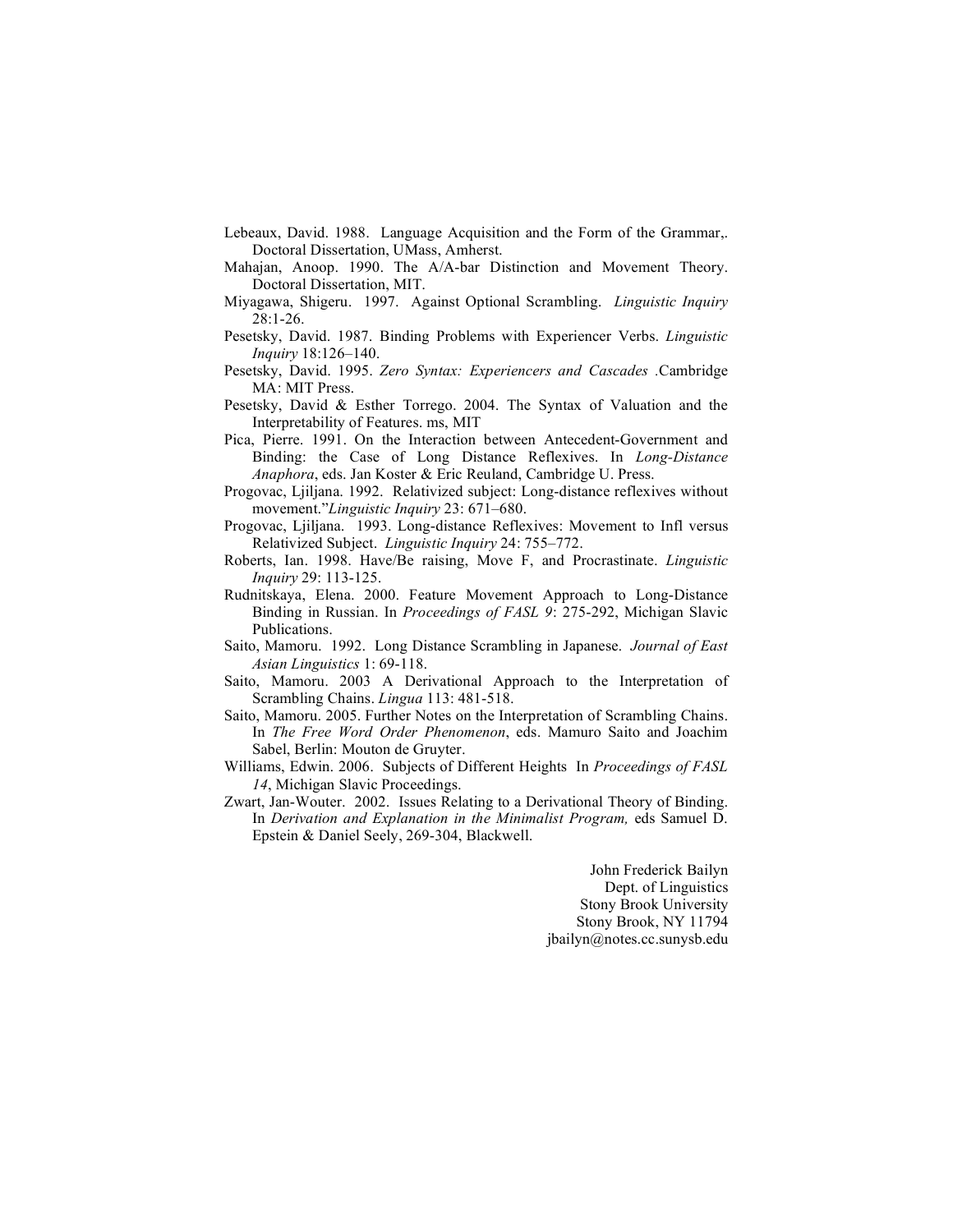Lebeaux, David. 1988. Language Acquisition and the Form of the Grammar,. Doctoral Dissertation, UMass, Amherst.

Mahajan, Anoop. 1990. The A/A-bar Distinction and Movement Theory. Doctoral Dissertation, MIT.

Miyagawa, Shigeru. 1997. Against Optional Scrambling. *Linguistic Inquiry* 28:1-26.

Pesetsky, David. 1987. Binding Problems with Experiencer Verbs. *Linguistic Inquiry* 18:126–140.

Pesetsky, David. 1995. *Zero Syntax: Experiencers and Cascades* .Cambridge MA: MIT Press.

Pesetsky, David & Esther Torrego. 2004. The Syntax of Valuation and the Interpretability of Features. ms, MIT

Pica, Pierre. 1991. On the Interaction between Antecedent-Government and Binding: the Case of Long Distance Reflexives. In *Long-Distance Anaphora*, eds. Jan Koster & Eric Reuland, Cambridge U. Press.

Progovac, Ljiljana. 1992. Relativized subject: Long-distance reflexives without movement."*Linguistic Inquiry* 23: 671–680.

Progovac, Ljiljana. 1993. Long-distance Reflexives: Movement to Infl versus Relativized Subject. *Linguistic Inquiry* 24: 755–772.

Roberts, Ian. 1998. Have/Be raising, Move F, and Procrastinate. *Linguistic Inquiry* 29: 113-125.

Rudnitskaya, Elena. 2000. Feature Movement Approach to Long-Distance Binding in Russian. In *Proceedings of FASL 9*: 275-292, Michigan Slavic Publications.

Saito, Mamoru. 1992. Long Distance Scrambling in Japanese. *Journal of East Asian Linguistics* 1: 69-118.

Saito, Mamoru. 2003 A Derivational Approach to the Interpretation of Scrambling Chains. *Lingua* 113: 481-518.

Saito, Mamoru. 2005. Further Notes on the Interpretation of Scrambling Chains. In *The Free Word Order Phenomenon*, eds. Mamuro Saito and Joachim Sabel, Berlin: Mouton de Gruyter.

Williams, Edwin. 2006. Subjects of Different Heights In *Proceedings of FASL 14*, Michigan Slavic Proceedings.

Zwart, Jan-Wouter. 2002. Issues Relating to a Derivational Theory of Binding. In *Derivation and Explanation in the Minimalist Program,* eds Samuel D. Epstein & Daniel Seely, 269-304, Blackwell.

John Frederick Bailyn
Dept. of Linguistics
Stony Brook University
Stony Brook, NY 11794
jbailyn@notes.cc.sunysb.edu